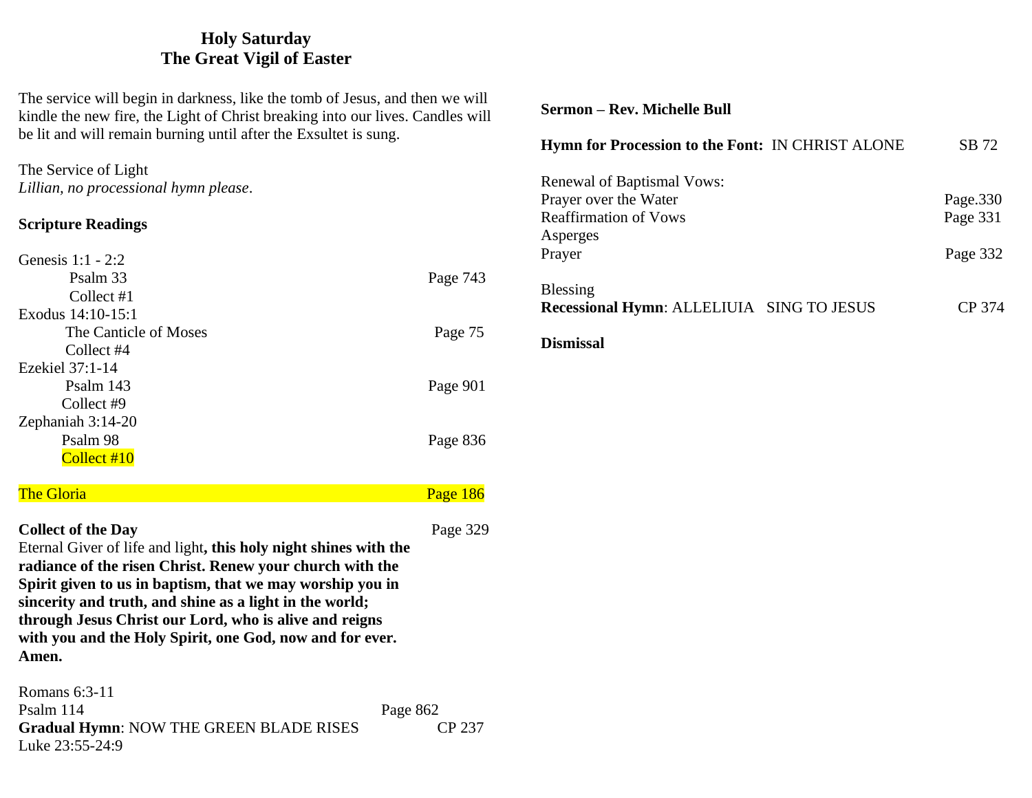# Holy Saturday
# The Great Vigil of Easter

The service will begin in darkness, like the tomb of Jesus, and then we will kindle the new fire, the Light of Christ breaking into our lives. Candles will be lit and will remain burning until after the Exsultet is sung.

The Service of Light
*Lillian, no processional hymn please*.

**Scripture Readings**

Genesis 1:1 - 2:2
- Psalm 33 — Page 743
- Collect #1

Exodus 14:10-15:1
- The Canticle of Moses — Page 75
- Collect #4

Ezekiel 37:1-14
- Psalm 143 — Page 901
- Collect #9

Zephaniah 3:14-20
- Psalm 98 — Page 836
- Collect #10

The Gloria — Page 186

**Collect of the Day** — Page 329

Eternal Giver of life and light**, this holy night shines with the radiance of the risen Christ. Renew your church with the Spirit given to us in baptism, that we may worship you in sincerity and truth, and shine as a light in the world; through Jesus Christ our Lord, who is alive and reigns with you and the Holy Spirit, one God, now and for ever. Amen.**

Romans 6:3-11
Psalm 114 — Page 862
**Gradual Hymn**: NOW THE GREEN BLADE RISES — CP 237
Luke 23:55-24:9

**Sermon – Rev. Michelle Bull**

**Hymn for Procession to the Font:** IN CHRIST ALONE — SB 72

Renewal of Baptismal Vows:
Prayer over the Water — Page.330
Reaffirmation of Vows — Page 331
Asperges
Prayer — Page 332

Blessing
**Recessional Hymn**: ALLELIUIA SING TO JESUS — CP 374

**Dismissal**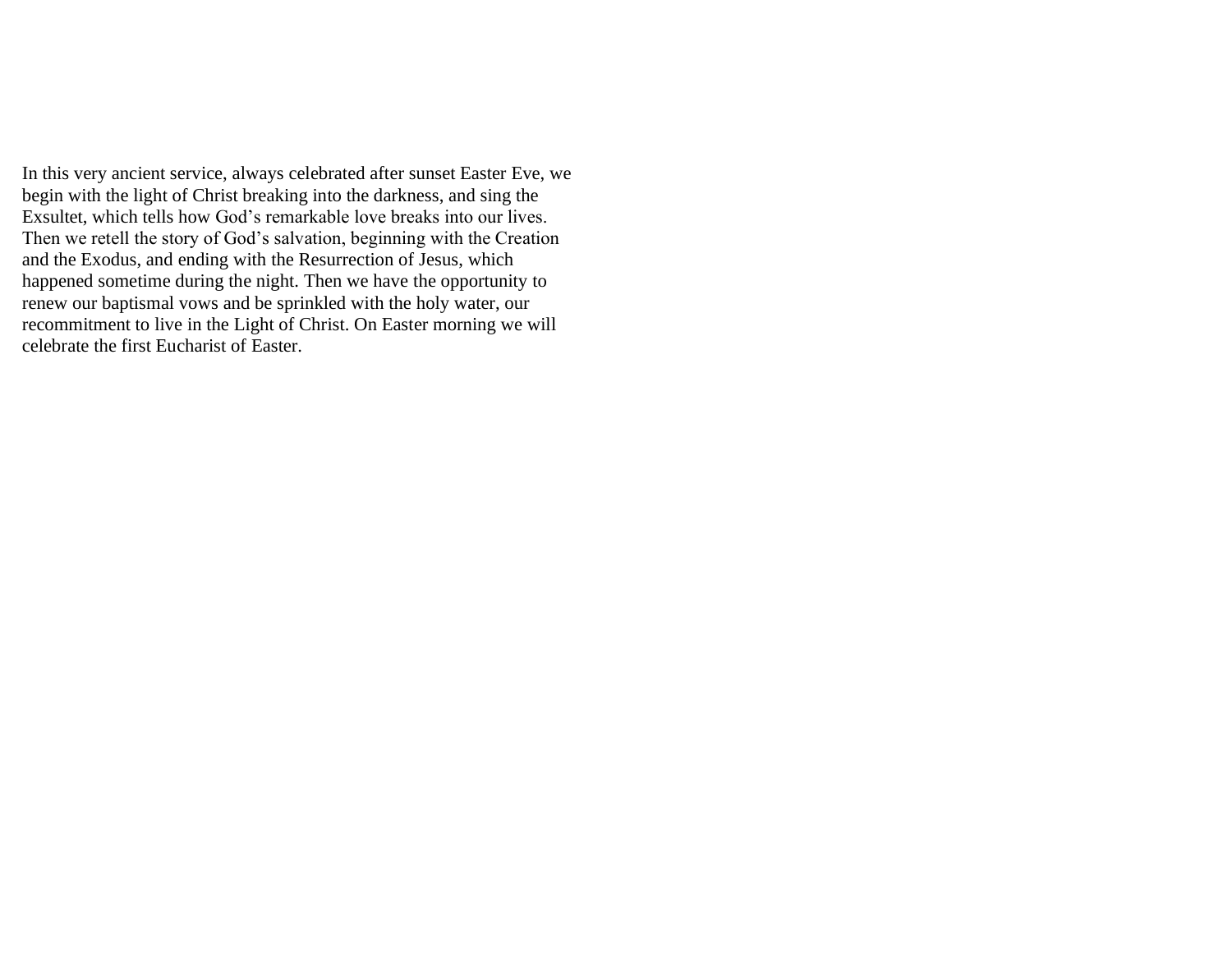In this very ancient service, always celebrated after sunset Easter Eve, we begin with the light of Christ breaking into the darkness, and sing the Exsultet, which tells how God's remarkable love breaks into our lives. Then we retell the story of God's salvation, beginning with the Creation and the Exodus, and ending with the Resurrection of Jesus, which happened sometime during the night. Then we have the opportunity to renew our baptismal vows and be sprinkled with the holy water, our recommitment to live in the Light of Christ. On Easter morning we will celebrate the first Eucharist of Easter.